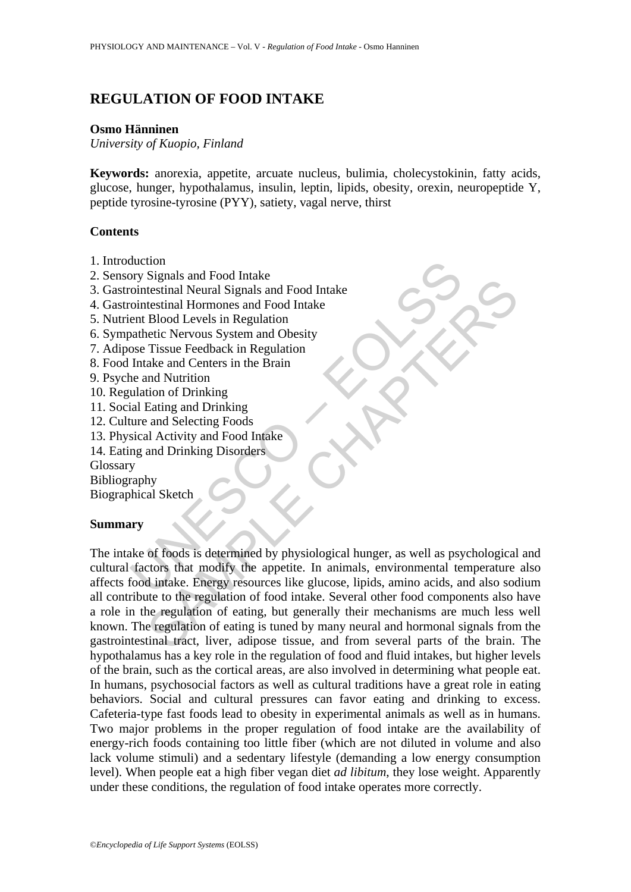# REGULATION OF FOOD INTAKE

**Osmo Hänninen**
*University of Kuopio, Finland*

**Keywords:** anorexia, appetite, arcuate nucleus, bulimia, cholecystokinin, fatty acids, glucose, hunger, hypothalamus, insulin, leptin, lipids, obesity, orexin, neuropeptide Y, peptide tyrosine-tyrosine (PYY), satiety, vagal nerve, thirst

## Contents

1. Introduction
2. Sensory Signals and Food Intake
3. Gastrointestinal Neural Signals and Food Intake
4. Gastrointestinal Hormones and Food Intake
5. Nutrient Blood Levels in Regulation
6. Sympathetic Nervous System and Obesity
7. Adipose Tissue Feedback in Regulation
8. Food Intake and Centers in the Brain
9. Psyche and Nutrition
10. Regulation of Drinking
11. Social Eating and Drinking
12. Culture and Selecting Foods
13. Physical Activity and Food Intake
14. Eating and Drinking Disorders

Glossary
Bibliography
Biographical Sketch

## Summary

The intake of foods is determined by physiological hunger, as well as psychological and cultural factors that modify the appetite. In animals, environmental temperature also affects food intake. Energy resources like glucose, lipids, amino acids, and also sodium all contribute to the regulation of food intake. Several other food components also have a role in the regulation of eating, but generally their mechanisms are much less well known. The regulation of eating is tuned by many neural and hormonal signals from the gastrointestinal tract, liver, adipose tissue, and from several parts of the brain. The hypothalamus has a key role in the regulation of food and fluid intakes, but higher levels of the brain, such as the cortical areas, are also involved in determining what people eat. In humans, psychosocial factors as well as cultural traditions have a great role in eating behaviors. Social and cultural pressures can favor eating and drinking to excess. Cafeteria-type fast foods lead to obesity in experimental animals as well as in humans. Two major problems in the proper regulation of food intake are the availability of energy-rich foods containing too little fiber (which are not diluted in volume and also lack volume stimuli) and a sedentary lifestyle (demanding a low energy consumption level). When people eat a high fiber vegan diet *ad libitum*, they lose weight. Apparently under these conditions, the regulation of food intake operates more correctly.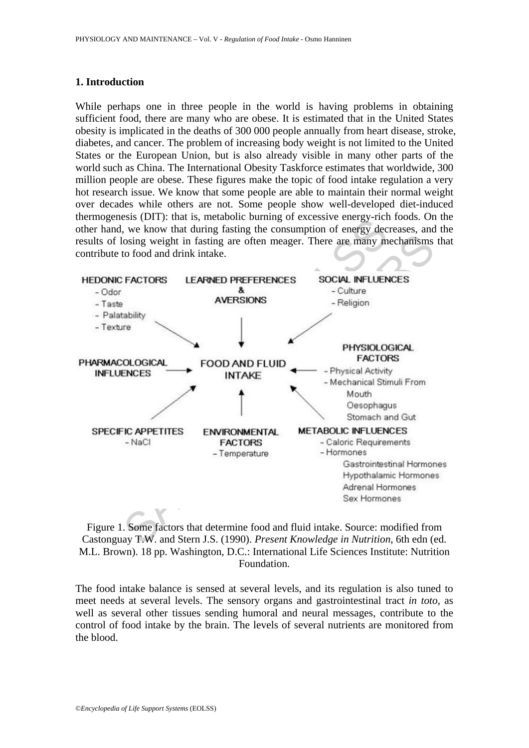## 1. Introduction

While perhaps one in three people in the world is having problems in obtaining sufficient food, there are many who are obese. It is estimated that in the United States obesity is implicated in the deaths of 300 000 people annually from heart disease, stroke, diabetes, and cancer. The problem of increasing body weight is not limited to the United States or the European Union, but is also already visible in many other parts of the world such as China. The International Obesity Taskforce estimates that worldwide, 300 million people are obese. These figures make the topic of food intake regulation a very hot research issue. We know that some people are able to maintain their normal weight over decades while others are not. Some people show well-developed diet-induced thermogenesis (DIT): that is, metabolic burning of excessive energy-rich foods. On the other hand, we know that during fasting the consumption of energy decreases, and the results of losing weight in fasting are often meager. There are many mechanisms that contribute to food and drink intake.

**FOOD AND FLUID INTAKE** is influenced by:

- **HEDONIC FACTORS**
  - Odor
  - Taste
  - Palatability
  - Texture
- **LEARNED PREFERENCES & AVERSIONS**
- **SOCIAL INFLUENCES**
  - Culture
  - Religion
- **PHARMACOLOGICAL INFLUENCES**
- **PHYSIOLOGICAL FACTORS**
  - Physical Activity
  - Mechanical Stimuli From Mouth, Oesophagus, Stomach and Gut
- **SPECIFIC APPETITES**
  - NaCl
- **ENVIRONMENTAL FACTORS**
  - Temperature
- **METABOLIC INFLUENCES**
  - Caloric Requirements
  - Hormones: Gastrointestinal Hormones, Hypothalamic Hormones, Adrenal Hormones, Sex Hormones

Figure 1. Some factors that determine food and fluid intake. Source: modified from Castonguay T.W. and Stern J.S. (1990). *Present Knowledge in Nutrition*, 6th edn (ed. M.L. Brown). 18 pp. Washington, D.C.: International Life Sciences Institute: Nutrition Foundation.

The food intake balance is sensed at several levels, and its regulation is also tuned to meet needs at several levels. The sensory organs and gastrointestinal tract *in toto*, as well as several other tissues sending humoral and neural messages, contribute to the control of food intake by the brain. The levels of several nutrients are monitored from the blood.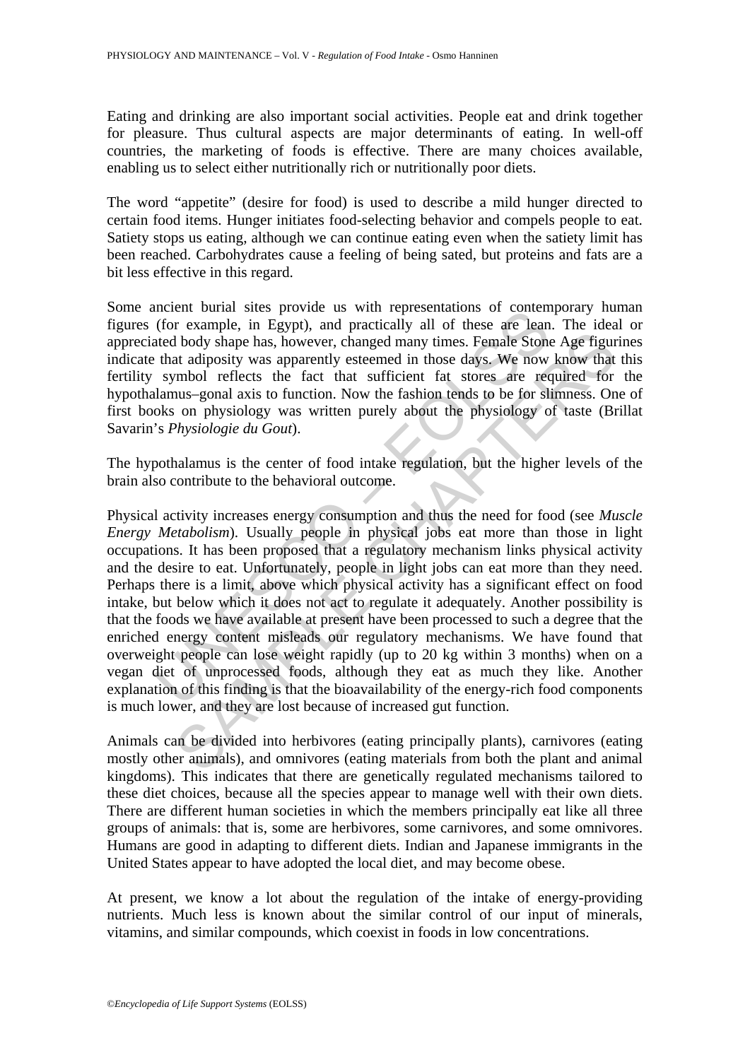Eating and drinking are also important social activities. People eat and drink together for pleasure. Thus cultural aspects are major determinants of eating. In well-off countries, the marketing of foods is effective. There are many choices available, enabling us to select either nutritionally rich or nutritionally poor diets.

The word "appetite" (desire for food) is used to describe a mild hunger directed to certain food items. Hunger initiates food-selecting behavior and compels people to eat. Satiety stops us eating, although we can continue eating even when the satiety limit has been reached. Carbohydrates cause a feeling of being sated, but proteins and fats are a bit less effective in this regard.

Some ancient burial sites provide us with representations of contemporary human figures (for example, in Egypt), and practically all of these are lean. The ideal or appreciated body shape has, however, changed many times. Female Stone Age figurines indicate that adiposity was apparently esteemed in those days. We now know that this fertility symbol reflects the fact that sufficient fat stores are required for the hypothalamus–gonal axis to function. Now the fashion tends to be for slimness. One of first books on physiology was written purely about the physiology of taste (Brillat Savarin's *Physiologie du Gout*).

The hypothalamus is the center of food intake regulation, but the higher levels of the brain also contribute to the behavioral outcome.

Physical activity increases energy consumption and thus the need for food (see *Muscle Energy Metabolism*). Usually people in physical jobs eat more than those in light occupations. It has been proposed that a regulatory mechanism links physical activity and the desire to eat. Unfortunately, people in light jobs can eat more than they need. Perhaps there is a limit, above which physical activity has a significant effect on food intake, but below which it does not act to regulate it adequately. Another possibility is that the foods we have available at present have been processed to such a degree that the enriched energy content misleads our regulatory mechanisms. We have found that overweight people can lose weight rapidly (up to 20 kg within 3 months) when on a vegan diet of unprocessed foods, although they eat as much they like. Another explanation of this finding is that the bioavailability of the energy-rich food components is much lower, and they are lost because of increased gut function.

Animals can be divided into herbivores (eating principally plants), carnivores (eating mostly other animals), and omnivores (eating materials from both the plant and animal kingdoms). This indicates that there are genetically regulated mechanisms tailored to these diet choices, because all the species appear to manage well with their own diets. There are different human societies in which the members principally eat like all three groups of animals: that is, some are herbivores, some carnivores, and some omnivores. Humans are good in adapting to different diets. Indian and Japanese immigrants in the United States appear to have adopted the local diet, and may become obese.

At present, we know a lot about the regulation of the intake of energy-providing nutrients. Much less is known about the similar control of our input of minerals, vitamins, and similar compounds, which coexist in foods in low concentrations.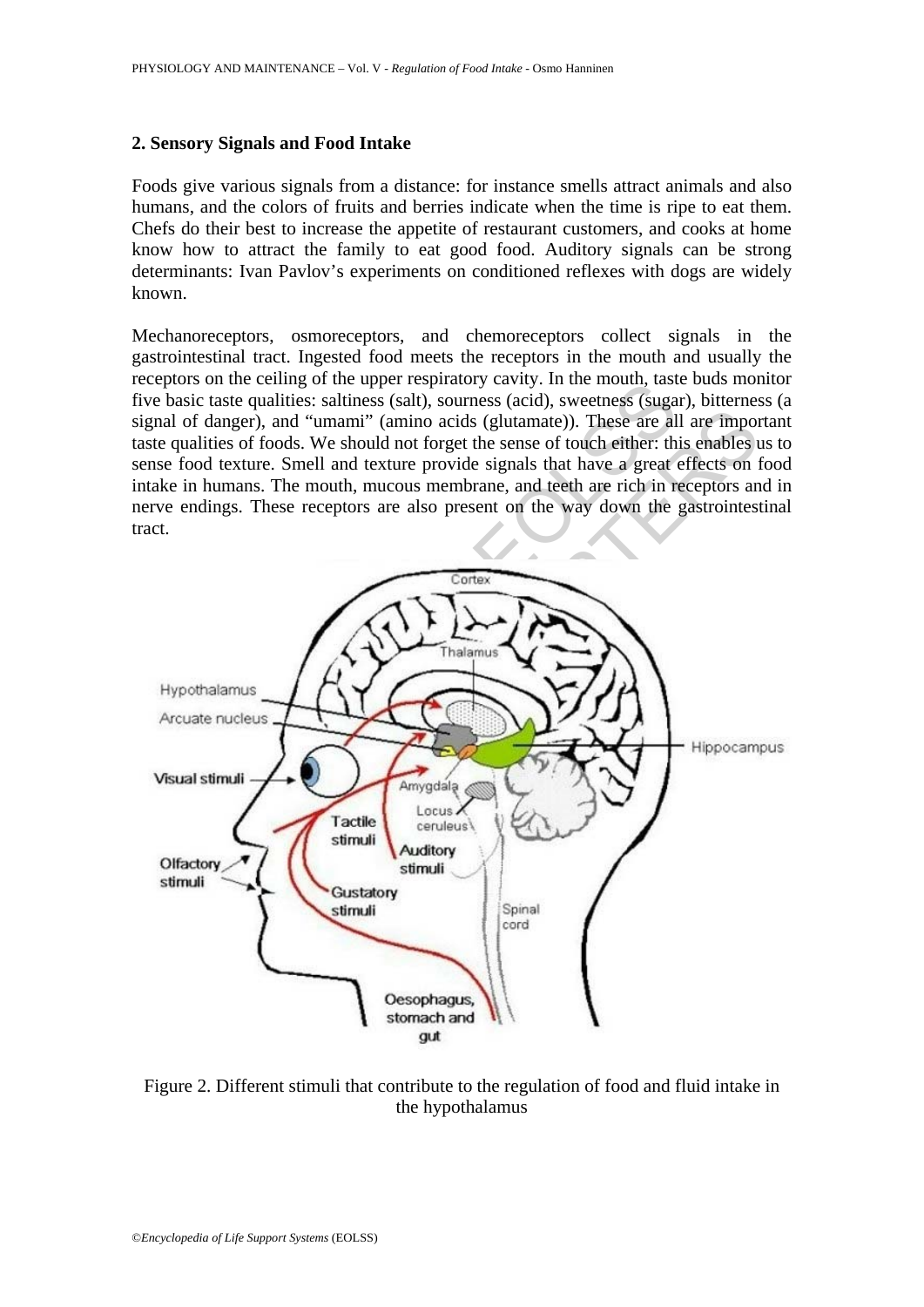## 2. Sensory Signals and Food Intake

Foods give various signals from a distance: for instance smells attract animals and also humans, and the colors of fruits and berries indicate when the time is ripe to eat them. Chefs do their best to increase the appetite of restaurant customers, and cooks at home know how to attract the family to eat good food. Auditory signals can be strong determinants: Ivan Pavlov's experiments on conditioned reflexes with dogs are widely known.

Mechanoreceptors, osmoreceptors, and chemoreceptors collect signals in the gastrointestinal tract. Ingested food meets the receptors in the mouth and usually the receptors on the ceiling of the upper respiratory cavity. In the mouth, taste buds monitor five basic taste qualities: saltiness (salt), sourness (acid), sweetness (sugar), bitterness (a signal of danger), and "umami" (amino acids (glutamate)). These are all are important taste qualities of foods. We should not forget the sense of touch either: this enables us to sense food texture. Smell and texture provide signals that have a great effects on food intake in humans. The mouth, mucous membrane, and teeth are rich in receptors and in nerve endings. These receptors are also present on the way down the gastrointestinal tract.

Figure 2. Different stimuli that contribute to the regulation of food and fluid intake in the hypothalamus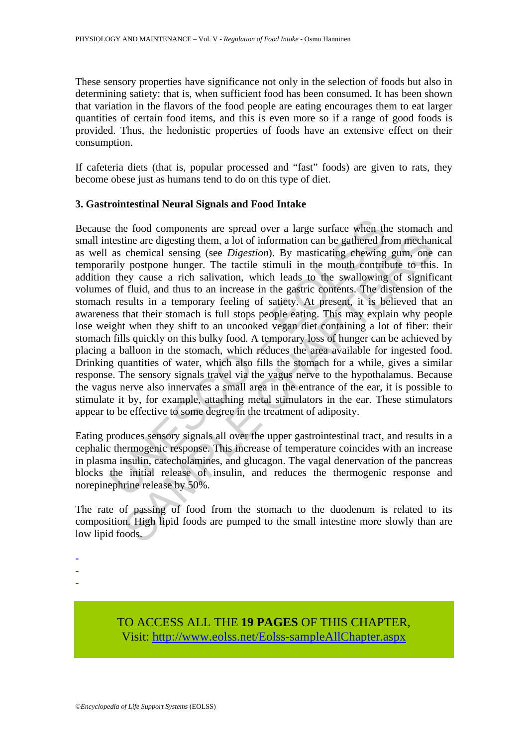These sensory properties have significance not only in the selection of foods but also in determining satiety: that is, when sufficient food has been consumed. It has been shown that variation in the flavors of the food people are eating encourages them to eat larger quantities of certain food items, and this is even more so if a range of good foods is provided. Thus, the hedonistic properties of foods have an extensive effect on their consumption.

If cafeteria diets (that is, popular processed and "fast" foods) are given to rats, they become obese just as humans tend to do on this type of diet.

### 3. Gastrointestinal Neural Signals and Food Intake

Because the food components are spread over a large surface when the stomach and small intestine are digesting them, a lot of information can be gathered from mechanical as well as chemical sensing (see *Digestion*). By masticating chewing gum, one can temporarily postpone hunger. The tactile stimuli in the mouth contribute to this. In addition they cause a rich salivation, which leads to the swallowing of significant volumes of fluid, and thus to an increase in the gastric contents. The distension of the stomach results in a temporary feeling of satiety. At present, it is believed that an awareness that their stomach is full stops people eating. This may explain why people lose weight when they shift to an uncooked vegan diet containing a lot of fiber: their stomach fills quickly on this bulky food. A temporary loss of hunger can be achieved by placing a balloon in the stomach, which reduces the area available for ingested food. Drinking quantities of water, which also fills the stomach for a while, gives a similar response. The sensory signals travel via the vagus nerve to the hypothalamus. Because the vagus nerve also innervates a small area in the entrance of the ear, it is possible to stimulate it by, for example, attaching metal stimulators in the ear. These stimulators appear to be effective to some degree in the treatment of adiposity.

Eating produces sensory signals all over the upper gastrointestinal tract, and results in a cephalic thermogenic response. This increase of temperature coincides with an increase in plasma insulin, catecholamines, and glucagon. The vagal denervation of the pancreas blocks the initial release of insulin, and reduces the thermogenic response and norepinephrine release by 50%.

The rate of passing of food from the stomach to the duodenum is related to its composition. High lipid foods are pumped to the small intestine more slowly than are low lipid foods.

-
-
-

TO ACCESS ALL THE **19 PAGES** OF THIS CHAPTER,
Visit: http://www.eolss.net/Eolss-sampleAllChapter.aspx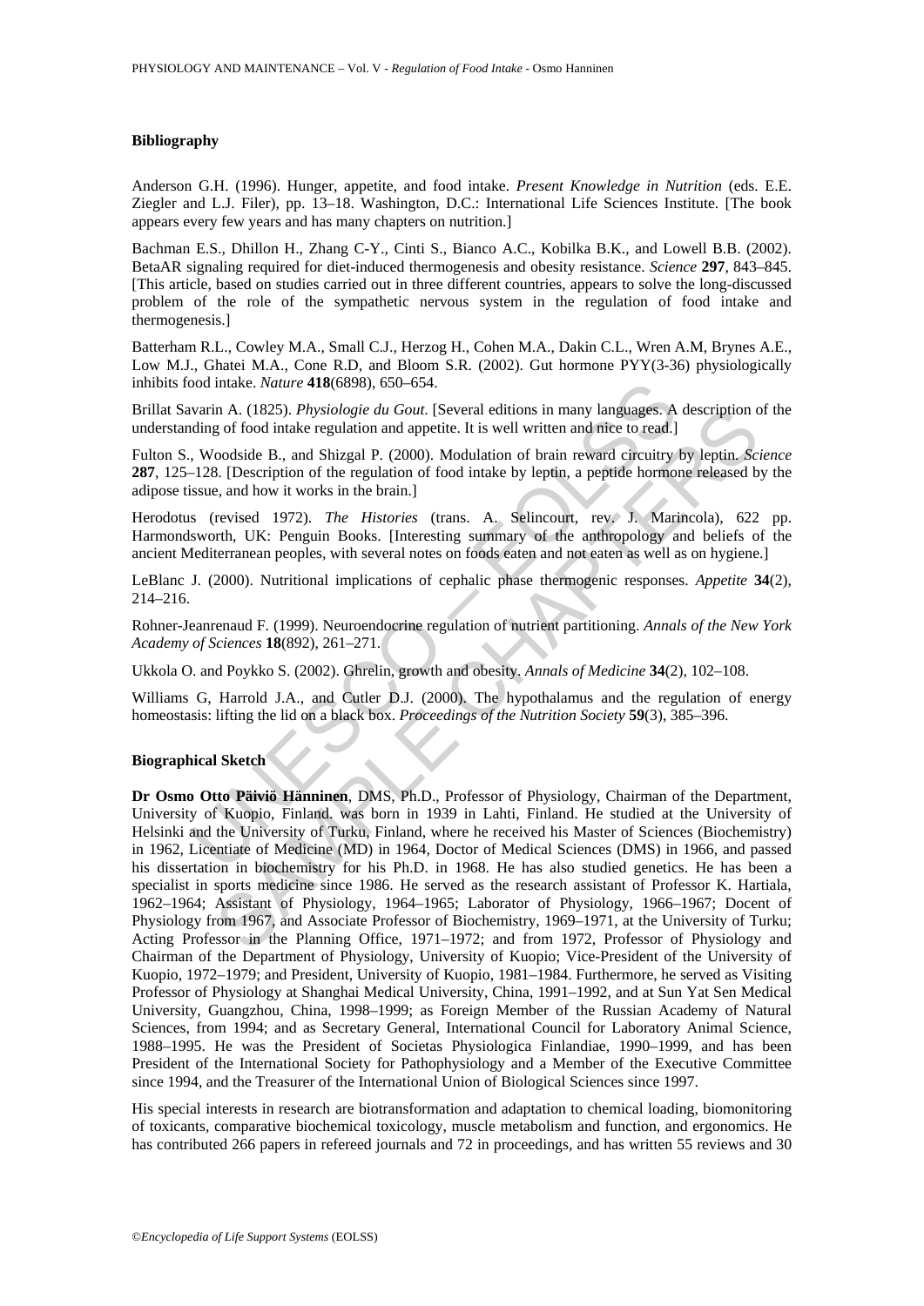### Bibliography

Anderson G.H. (1996). Hunger, appetite, and food intake. *Present Knowledge in Nutrition* (eds. E.E. Ziegler and L.J. Filer), pp. 13–18. Washington, D.C.: International Life Sciences Institute. [The book appears every few years and has many chapters on nutrition.]

Bachman E.S., Dhillon H., Zhang C-Y., Cinti S., Bianco A.C., Kobilka B.K., and Lowell B.B. (2002). BetaAR signaling required for diet-induced thermogenesis and obesity resistance. *Science* **297**, 843–845. [This article, based on studies carried out in three different countries, appears to solve the long-discussed problem of the role of the sympathetic nervous system in the regulation of food intake and thermogenesis.]

Batterham R.L., Cowley M.A., Small C.J., Herzog H., Cohen M.A., Dakin C.L., Wren A.M, Brynes A.E., Low M.J., Ghatei M.A., Cone R.D, and Bloom S.R. (2002). Gut hormone PYY(3-36) physiologically inhibits food intake. *Nature* **418**(6898), 650–654.

Brillat Savarin A. (1825). *Physiologie du Gout*. [Several editions in many languages. A description of the understanding of food intake regulation and appetite. It is well written and nice to read.]

Fulton S., Woodside B., and Shizgal P. (2000). Modulation of brain reward circuitry by leptin. *Science* **287**, 125–128. [Description of the regulation of food intake by leptin, a peptide hormone released by the adipose tissue, and how it works in the brain.]

Herodotus (revised 1972). *The Histories* (trans. A. Selincourt, rev. J. Marincola), 622 pp. Harmondsworth, UK: Penguin Books. [Interesting summary of the anthropology and beliefs of the ancient Mediterranean peoples, with several notes on foods eaten and not eaten as well as on hygiene.]

LeBlanc J. (2000). Nutritional implications of cephalic phase thermogenic responses. *Appetite* **34**(2), 214–216.

Rohner-Jeanrenaud F. (1999). Neuroendocrine regulation of nutrient partitioning. *Annals of the New York Academy of Sciences* **18**(892), 261–271.

Ukkola O. and Poykko S. (2002). Ghrelin, growth and obesity. *Annals of Medicine* **34**(2), 102–108.

Williams G, Harrold J.A., and Cutler D.J. (2000). The hypothalamus and the regulation of energy homeostasis: lifting the lid on a black box. *Proceedings of the Nutrition Society* **59**(3), 385–396.

### Biographical Sketch

**Dr Osmo Otto Päiviö Hänninen**, DMS, Ph.D., Professor of Physiology, Chairman of the Department, University of Kuopio, Finland. was born in 1939 in Lahti, Finland. He studied at the University of Helsinki and the University of Turku, Finland, where he received his Master of Sciences (Biochemistry) in 1962, Licentiate of Medicine (MD) in 1964, Doctor of Medical Sciences (DMS) in 1966, and passed his dissertation in biochemistry for his Ph.D. in 1968. He has also studied genetics. He has been a specialist in sports medicine since 1986. He served as the research assistant of Professor K. Hartiala, 1962–1964; Assistant of Physiology, 1964–1965; Laborator of Physiology, 1966–1967; Docent of Physiology from 1967, and Associate Professor of Biochemistry, 1969–1971, at the University of Turku; Acting Professor in the Planning Office, 1971–1972; and from 1972, Professor of Physiology and Chairman of the Department of Physiology, University of Kuopio; Vice-President of the University of Kuopio, 1972–1979; and President, University of Kuopio, 1981–1984. Furthermore, he served as Visiting Professor of Physiology at Shanghai Medical University, China, 1991–1992, and at Sun Yat Sen Medical University, Guangzhou, China, 1998–1999; as Foreign Member of the Russian Academy of Natural Sciences, from 1994; and as Secretary General, International Council for Laboratory Animal Science, 1988–1995. He was the President of Societas Physiologica Finlandiae, 1990–1999, and has been President of the International Society for Pathophysiology and a Member of the Executive Committee since 1994, and the Treasurer of the International Union of Biological Sciences since 1997.

His special interests in research are biotransformation and adaptation to chemical loading, biomonitoring of toxicants, comparative biochemical toxicology, muscle metabolism and function, and ergonomics. He has contributed 266 papers in refereed journals and 72 in proceedings, and has written 55 reviews and 30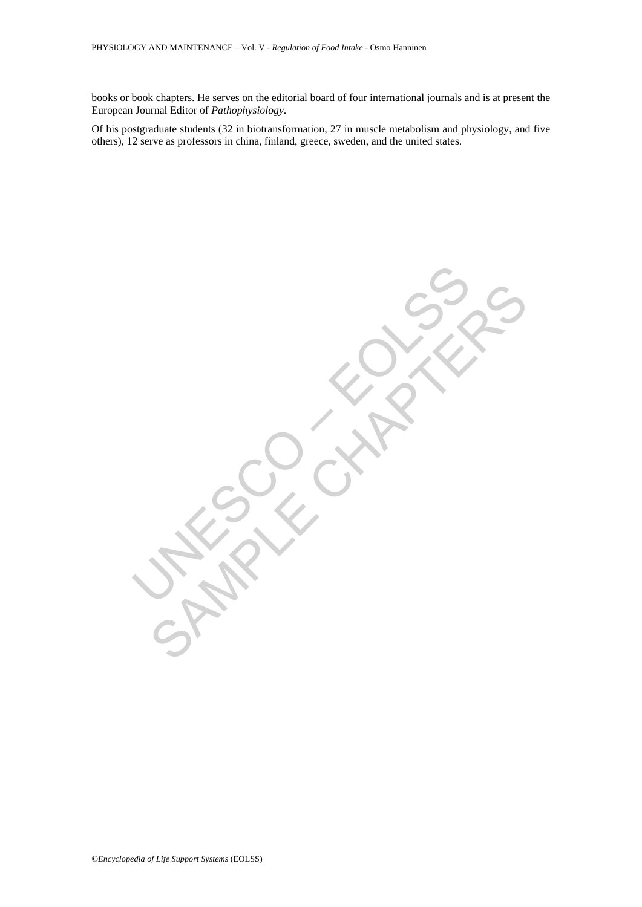books or book chapters. He serves on the editorial board of four international journals and is at present the European Journal Editor of *Pathophysiology*.

Of his postgraduate students (32 in biotransformation, 27 in muscle metabolism and physiology, and five others), 12 serve as professors in china, finland, greece, sweden, and the united states.